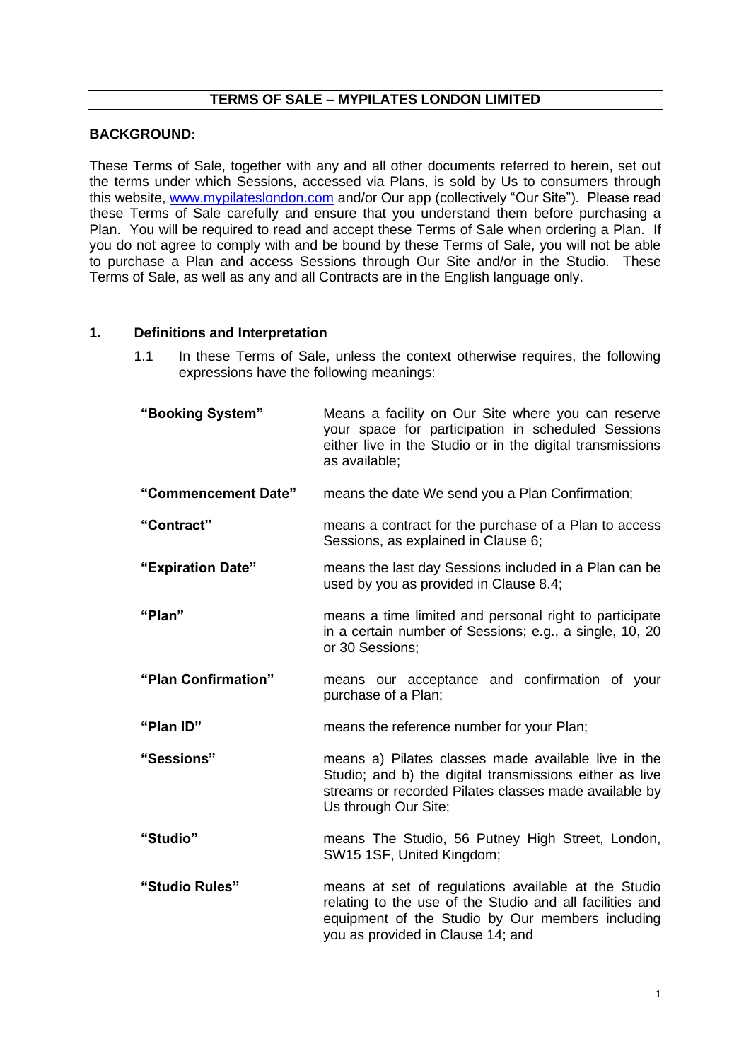## TERMS OF SALE – MYPILATES LONDON LIMITED

**BACKGROUND:**

These Terms of Sale, together with any and all other documents referred to herein, set out the terms under which Sessions, accessed via Plans, is sold by Us to consumers through this website, www.mypilateslondon.com and/or Our app (collectively "Our Site"). Please read these Terms of Sale carefully and ensure that you understand them before purchasing a Plan. You will be required to read and accept these Terms of Sale when ordering a Plan. If you do not agree to comply with and be bound by these Terms of Sale, you will not be able to purchase a Plan and access Sessions through Our Site and/or in the Studio. These Terms of Sale, as well as any and all Contracts are in the English language only.

### 1. Definitions and Interpretation

1.1 In these Terms of Sale, unless the context otherwise requires, the following expressions have the following meanings:

| | |
|---|---|
| **"Booking System"** | Means a facility on Our Site where you can reserve your space for participation in scheduled Sessions either live in the Studio or in the digital transmissions as available; |
| **"Commencement Date"** | means the date We send you a Plan Confirmation; |
| **"Contract"** | means a contract for the purchase of a Plan to access Sessions, as explained in Clause 6; |
| **"Expiration Date"** | means the last day Sessions included in a Plan can be used by you as provided in Clause 8.4; |
| **"Plan"** | means a time limited and personal right to participate in a certain number of Sessions; e.g., a single, 10, 20 or 30 Sessions; |
| **"Plan Confirmation"** | means our acceptance and confirmation of your purchase of a Plan; |
| **"Plan ID"** | means the reference number for your Plan; |
| **"Sessions"** | means a) Pilates classes made available live in the Studio; and b) the digital transmissions either as live streams or recorded Pilates classes made available by Us through Our Site; |
| **"Studio"** | means The Studio, 56 Putney High Street, London, SW15 1SF, United Kingdom; |
| **"Studio Rules"** | means at set of regulations available at the Studio relating to the use of the Studio and all facilities and equipment of the Studio by Our members including you as provided in Clause 14; and |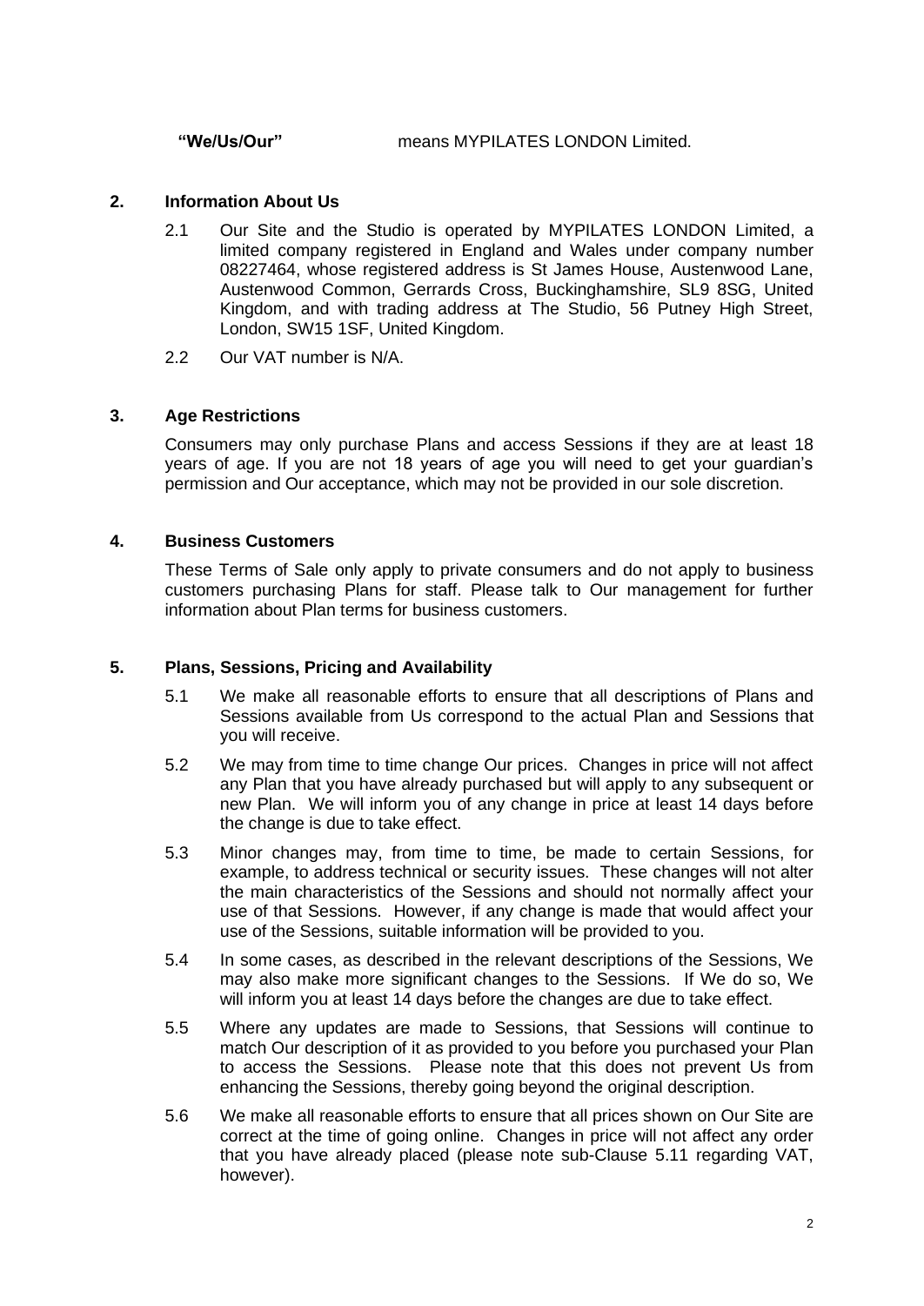| | |
|---|---|
| **"We/Us/Our"** | means MYPILATES LONDON Limited. |

## 2. Information About Us

2.1 Our Site and the Studio is operated by MYPILATES LONDON Limited, a limited company registered in England and Wales under company number 08227464, whose registered address is St James House, Austenwood Lane, Austenwood Common, Gerrards Cross, Buckinghamshire, SL9 8SG, United Kingdom, and with trading address at The Studio, 56 Putney High Street, London, SW15 1SF, United Kingdom.

2.2 Our VAT number is N/A.

## 3. Age Restrictions

Consumers may only purchase Plans and access Sessions if they are at least 18 years of age. If you are not 18 years of age you will need to get your guardian's permission and Our acceptance, which may not be provided in our sole discretion.

## 4. Business Customers

These Terms of Sale only apply to private consumers and do not apply to business customers purchasing Plans for staff. Please talk to Our management for further information about Plan terms for business customers.

## 5. Plans, Sessions, Pricing and Availability

5.1 We make all reasonable efforts to ensure that all descriptions of Plans and Sessions available from Us correspond to the actual Plan and Sessions that you will receive.

5.2 We may from time to time change Our prices. Changes in price will not affect any Plan that you have already purchased but will apply to any subsequent or new Plan. We will inform you of any change in price at least 14 days before the change is due to take effect.

5.3 Minor changes may, from time to time, be made to certain Sessions, for example, to address technical or security issues. These changes will not alter the main characteristics of the Sessions and should not normally affect your use of that Sessions. However, if any change is made that would affect your use of the Sessions, suitable information will be provided to you.

5.4 In some cases, as described in the relevant descriptions of the Sessions, We may also make more significant changes to the Sessions. If We do so, We will inform you at least 14 days before the changes are due to take effect.

5.5 Where any updates are made to Sessions, that Sessions will continue to match Our description of it as provided to you before you purchased your Plan to access the Sessions. Please note that this does not prevent Us from enhancing the Sessions, thereby going beyond the original description.

5.6 We make all reasonable efforts to ensure that all prices shown on Our Site are correct at the time of going online. Changes in price will not affect any order that you have already placed (please note sub-Clause 5.11 regarding VAT, however).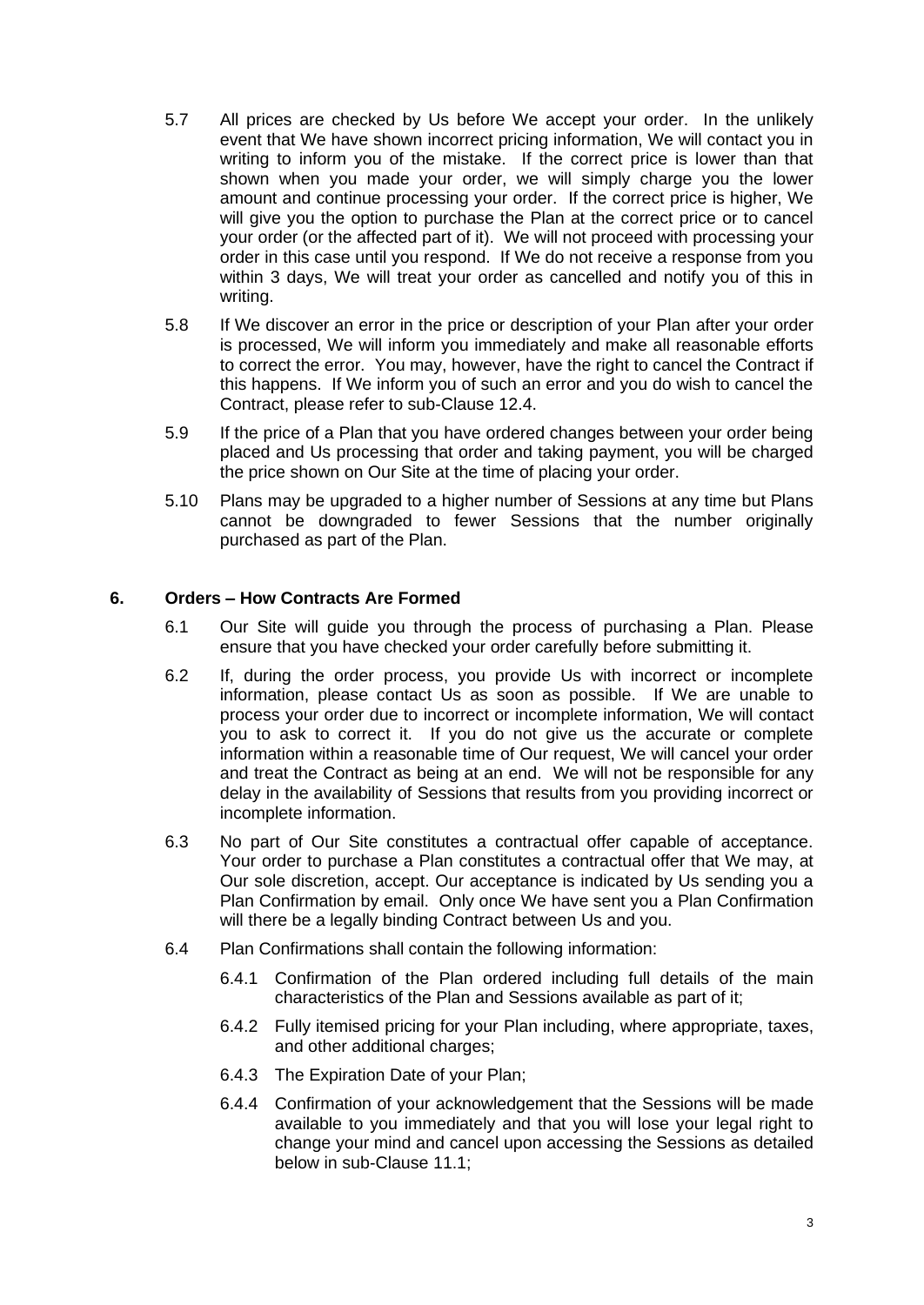5.7 All prices are checked by Us before We accept your order. In the unlikely event that We have shown incorrect pricing information, We will contact you in writing to inform you of the mistake. If the correct price is lower than that shown when you made your order, we will simply charge you the lower amount and continue processing your order. If the correct price is higher, We will give you the option to purchase the Plan at the correct price or to cancel your order (or the affected part of it). We will not proceed with processing your order in this case until you respond. If We do not receive a response from you within 3 days, We will treat your order as cancelled and notify you of this in writing.

5.8 If We discover an error in the price or description of your Plan after your order is processed, We will inform you immediately and make all reasonable efforts to correct the error. You may, however, have the right to cancel the Contract if this happens. If We inform you of such an error and you do wish to cancel the Contract, please refer to sub-Clause 12.4.

5.9 If the price of a Plan that you have ordered changes between your order being placed and Us processing that order and taking payment, you will be charged the price shown on Our Site at the time of placing your order.

5.10 Plans may be upgraded to a higher number of Sessions at any time but Plans cannot be downgraded to fewer Sessions that the number originally purchased as part of the Plan.

## 6. Orders – How Contracts Are Formed

6.1 Our Site will guide you through the process of purchasing a Plan. Please ensure that you have checked your order carefully before submitting it.

6.2 If, during the order process, you provide Us with incorrect or incomplete information, please contact Us as soon as possible. If We are unable to process your order due to incorrect or incomplete information, We will contact you to ask to correct it. If you do not give us the accurate or complete information within a reasonable time of Our request, We will cancel your order and treat the Contract as being at an end. We will not be responsible for any delay in the availability of Sessions that results from you providing incorrect or incomplete information.

6.3 No part of Our Site constitutes a contractual offer capable of acceptance. Your order to purchase a Plan constitutes a contractual offer that We may, at Our sole discretion, accept. Our acceptance is indicated by Us sending you a Plan Confirmation by email. Only once We have sent you a Plan Confirmation will there be a legally binding Contract between Us and you.

6.4 Plan Confirmations shall contain the following information:

6.4.1 Confirmation of the Plan ordered including full details of the main characteristics of the Plan and Sessions available as part of it;

6.4.2 Fully itemised pricing for your Plan including, where appropriate, taxes, and other additional charges;

6.4.3 The Expiration Date of your Plan;

6.4.4 Confirmation of your acknowledgement that the Sessions will be made available to you immediately and that you will lose your legal right to change your mind and cancel upon accessing the Sessions as detailed below in sub-Clause 11.1;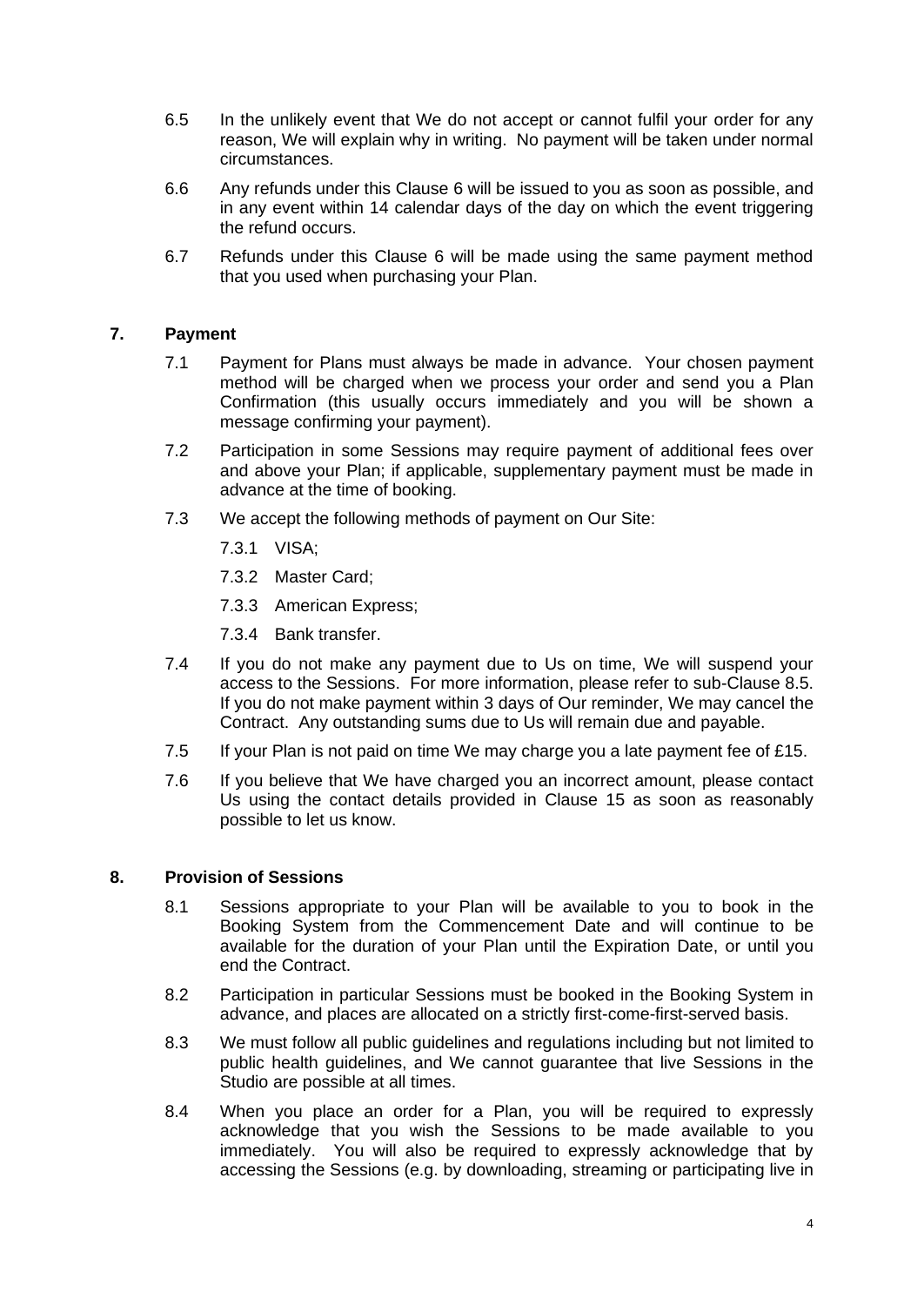6.5 In the unlikely event that We do not accept or cannot fulfil your order for any reason, We will explain why in writing. No payment will be taken under normal circumstances.

6.6 Any refunds under this Clause 6 will be issued to you as soon as possible, and in any event within 14 calendar days of the day on which the event triggering the refund occurs.

6.7 Refunds under this Clause 6 will be made using the same payment method that you used when purchasing your Plan.

## 7. Payment

7.1 Payment for Plans must always be made in advance. Your chosen payment method will be charged when we process your order and send you a Plan Confirmation (this usually occurs immediately and you will be shown a message confirming your payment).

7.2 Participation in some Sessions may require payment of additional fees over and above your Plan; if applicable, supplementary payment must be made in advance at the time of booking.

7.3 We accept the following methods of payment on Our Site:

7.3.1 VISA;

7.3.2 Master Card;

7.3.3 American Express;

7.3.4 Bank transfer.

7.4 If you do not make any payment due to Us on time, We will suspend your access to the Sessions. For more information, please refer to sub-Clause 8.5. If you do not make payment within 3 days of Our reminder, We may cancel the Contract. Any outstanding sums due to Us will remain due and payable.

7.5 If your Plan is not paid on time We may charge you a late payment fee of £15.

7.6 If you believe that We have charged you an incorrect amount, please contact Us using the contact details provided in Clause 15 as soon as reasonably possible to let us know.

## 8. Provision of Sessions

8.1 Sessions appropriate to your Plan will be available to you to book in the Booking System from the Commencement Date and will continue to be available for the duration of your Plan until the Expiration Date, or until you end the Contract.

8.2 Participation in particular Sessions must be booked in the Booking System in advance, and places are allocated on a strictly first-come-first-served basis.

8.3 We must follow all public guidelines and regulations including but not limited to public health guidelines, and We cannot guarantee that live Sessions in the Studio are possible at all times.

8.4 When you place an order for a Plan, you will be required to expressly acknowledge that you wish the Sessions to be made available to you immediately. You will also be required to expressly acknowledge that by accessing the Sessions (e.g. by downloading, streaming or participating live in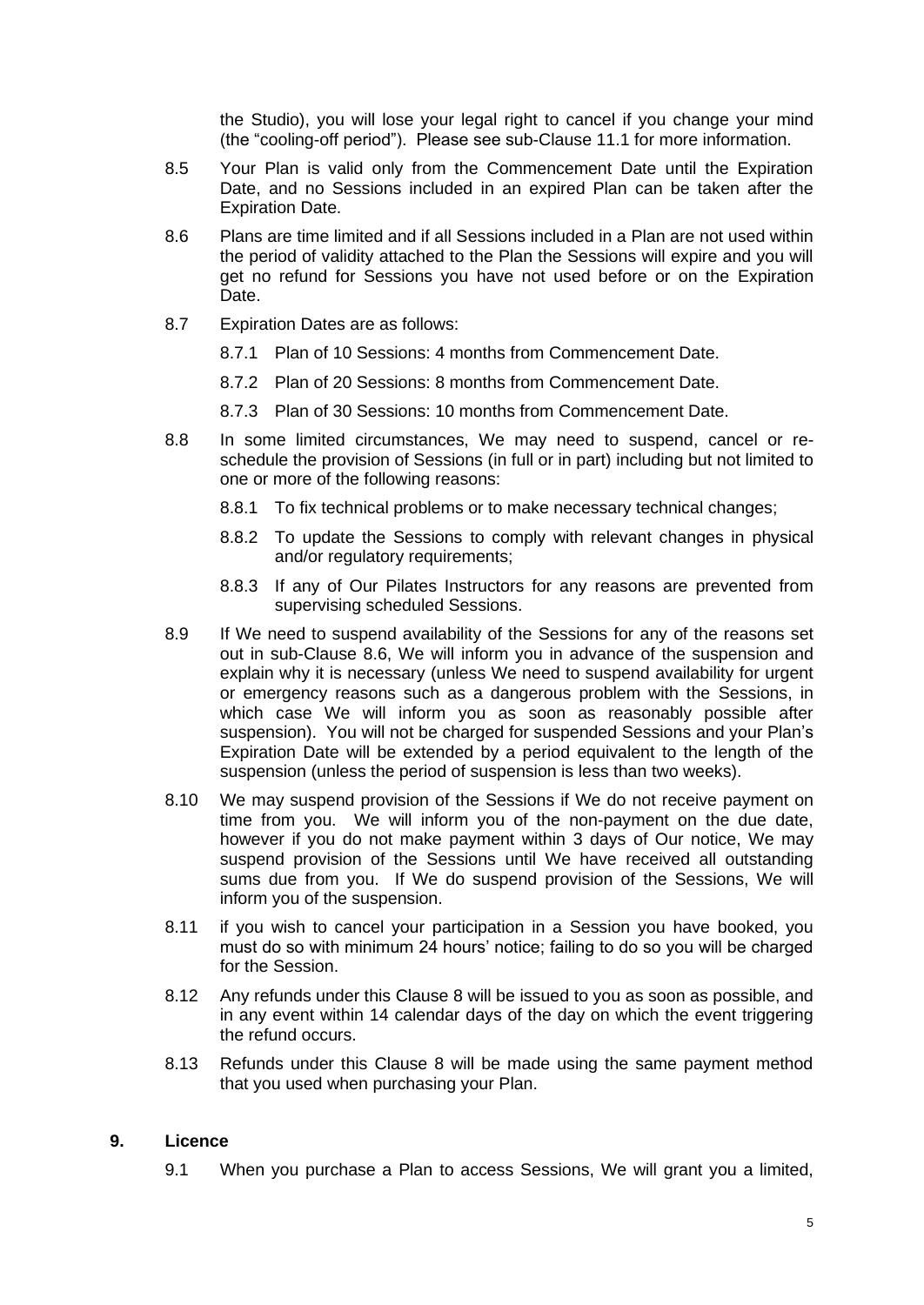the Studio), you will lose your legal right to cancel if you change your mind (the "cooling-off period"). Please see sub-Clause 11.1 for more information.

8.5 Your Plan is valid only from the Commencement Date until the Expiration Date, and no Sessions included in an expired Plan can be taken after the Expiration Date.

8.6 Plans are time limited and if all Sessions included in a Plan are not used within the period of validity attached to the Plan the Sessions will expire and you will get no refund for Sessions you have not used before or on the Expiration Date.

8.7 Expiration Dates are as follows:

8.7.1 Plan of 10 Sessions: 4 months from Commencement Date.

8.7.2 Plan of 20 Sessions: 8 months from Commencement Date.

8.7.3 Plan of 30 Sessions: 10 months from Commencement Date.

8.8 In some limited circumstances, We may need to suspend, cancel or re-schedule the provision of Sessions (in full or in part) including but not limited to one or more of the following reasons:

8.8.1 To fix technical problems or to make necessary technical changes;

8.8.2 To update the Sessions to comply with relevant changes in physical and/or regulatory requirements;

8.8.3 If any of Our Pilates Instructors for any reasons are prevented from supervising scheduled Sessions.

8.9 If We need to suspend availability of the Sessions for any of the reasons set out in sub-Clause 8.6, We will inform you in advance of the suspension and explain why it is necessary (unless We need to suspend availability for urgent or emergency reasons such as a dangerous problem with the Sessions, in which case We will inform you as soon as reasonably possible after suspension). You will not be charged for suspended Sessions and your Plan's Expiration Date will be extended by a period equivalent to the length of the suspension (unless the period of suspension is less than two weeks).

8.10 We may suspend provision of the Sessions if We do not receive payment on time from you. We will inform you of the non-payment on the due date, however if you do not make payment within 3 days of Our notice, We may suspend provision of the Sessions until We have received all outstanding sums due from you. If We do suspend provision of the Sessions, We will inform you of the suspension.

8.11 if you wish to cancel your participation in a Session you have booked, you must do so with minimum 24 hours' notice; failing to do so you will be charged for the Session.

8.12 Any refunds under this Clause 8 will be issued to you as soon as possible, and in any event within 14 calendar days of the day on which the event triggering the refund occurs.

8.13 Refunds under this Clause 8 will be made using the same payment method that you used when purchasing your Plan.

## 9. Licence

9.1 When you purchase a Plan to access Sessions, We will grant you a limited,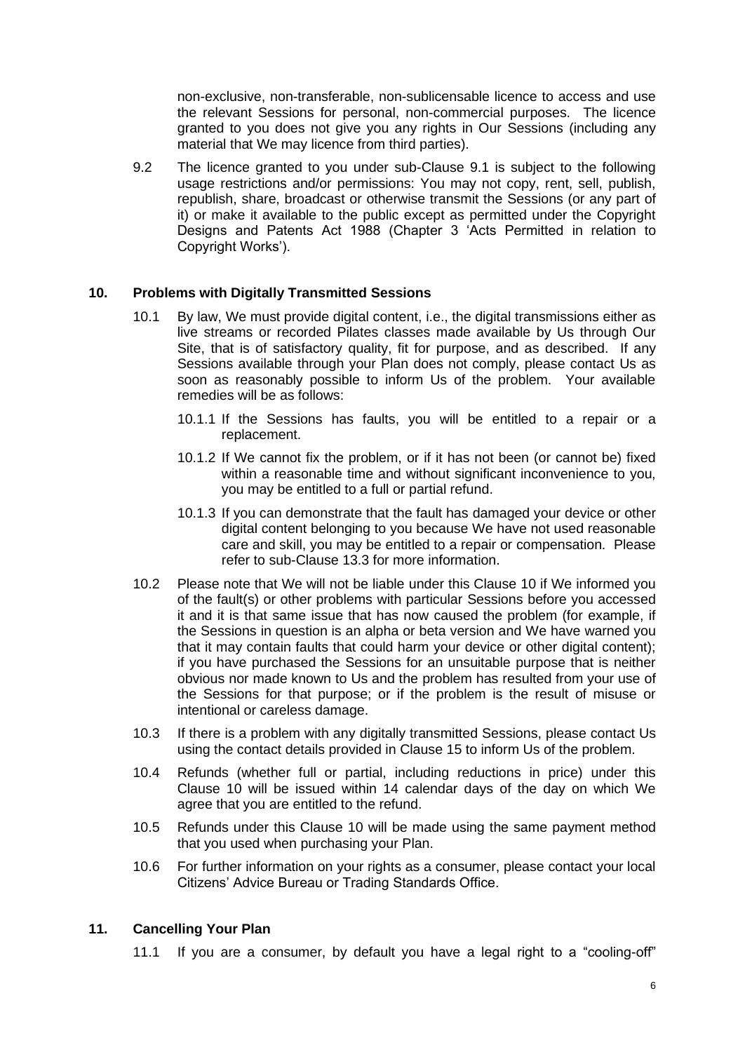non-exclusive, non-transferable, non-sublicensable licence to access and use the relevant Sessions for personal, non-commercial purposes. The licence granted to you does not give you any rights in Our Sessions (including any material that We may licence from third parties).

9.2 The licence granted to you under sub-Clause 9.1 is subject to the following usage restrictions and/or permissions: You may not copy, rent, sell, publish, republish, share, broadcast or otherwise transmit the Sessions (or any part of it) or make it available to the public except as permitted under the Copyright Designs and Patents Act 1988 (Chapter 3 'Acts Permitted in relation to Copyright Works').

## 10. Problems with Digitally Transmitted Sessions

10.1 By law, We must provide digital content, i.e., the digital transmissions either as live streams or recorded Pilates classes made available by Us through Our Site, that is of satisfactory quality, fit for purpose, and as described. If any Sessions available through your Plan does not comply, please contact Us as soon as reasonably possible to inform Us of the problem. Your available remedies will be as follows:

10.1.1 If the Sessions has faults, you will be entitled to a repair or a replacement.

10.1.2 If We cannot fix the problem, or if it has not been (or cannot be) fixed within a reasonable time and without significant inconvenience to you, you may be entitled to a full or partial refund.

10.1.3 If you can demonstrate that the fault has damaged your device or other digital content belonging to you because We have not used reasonable care and skill, you may be entitled to a repair or compensation. Please refer to sub-Clause 13.3 for more information.

10.2 Please note that We will not be liable under this Clause 10 if We informed you of the fault(s) or other problems with particular Sessions before you accessed it and it is that same issue that has now caused the problem (for example, if the Sessions in question is an alpha or beta version and We have warned you that it may contain faults that could harm your device or other digital content); if you have purchased the Sessions for an unsuitable purpose that is neither obvious nor made known to Us and the problem has resulted from your use of the Sessions for that purpose; or if the problem is the result of misuse or intentional or careless damage.

10.3 If there is a problem with any digitally transmitted Sessions, please contact Us using the contact details provided in Clause 15 to inform Us of the problem.

10.4 Refunds (whether full or partial, including reductions in price) under this Clause 10 will be issued within 14 calendar days of the day on which We agree that you are entitled to the refund.

10.5 Refunds under this Clause 10 will be made using the same payment method that you used when purchasing your Plan.

10.6 For further information on your rights as a consumer, please contact your local Citizens' Advice Bureau or Trading Standards Office.

## 11. Cancelling Your Plan

11.1 If you are a consumer, by default you have a legal right to a "cooling-off"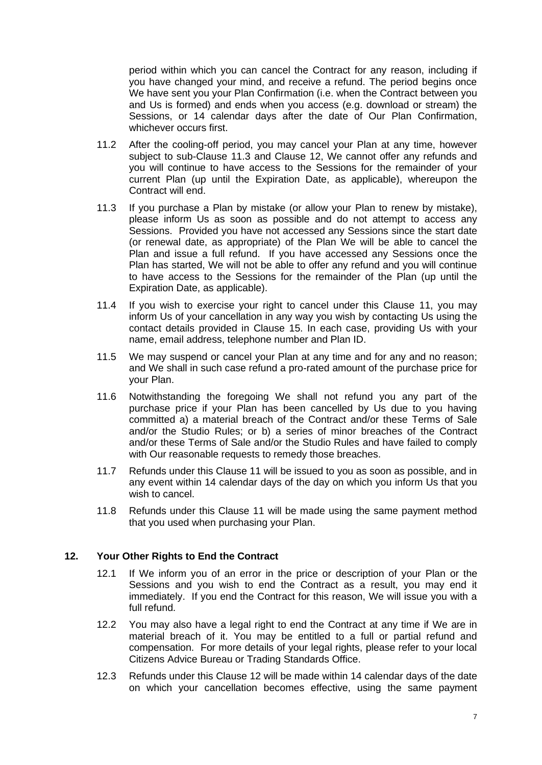period within which you can cancel the Contract for any reason, including if you have changed your mind, and receive a refund. The period begins once We have sent you your Plan Confirmation (i.e. when the Contract between you and Us is formed) and ends when you access (e.g. download or stream) the Sessions, or 14 calendar days after the date of Our Plan Confirmation, whichever occurs first.

11.2 After the cooling-off period, you may cancel your Plan at any time, however subject to sub-Clause 11.3 and Clause 12, We cannot offer any refunds and you will continue to have access to the Sessions for the remainder of your current Plan (up until the Expiration Date, as applicable), whereupon the Contract will end.

11.3 If you purchase a Plan by mistake (or allow your Plan to renew by mistake), please inform Us as soon as possible and do not attempt to access any Sessions. Provided you have not accessed any Sessions since the start date (or renewal date, as appropriate) of the Plan We will be able to cancel the Plan and issue a full refund. If you have accessed any Sessions once the Plan has started, We will not be able to offer any refund and you will continue to have access to the Sessions for the remainder of the Plan (up until the Expiration Date, as applicable).

11.4 If you wish to exercise your right to cancel under this Clause 11, you may inform Us of your cancellation in any way you wish by contacting Us using the contact details provided in Clause 15. In each case, providing Us with your name, email address, telephone number and Plan ID.

11.5 We may suspend or cancel your Plan at any time and for any and no reason; and We shall in such case refund a pro-rated amount of the purchase price for your Plan.

11.6 Notwithstanding the foregoing We shall not refund you any part of the purchase price if your Plan has been cancelled by Us due to you having committed a) a material breach of the Contract and/or these Terms of Sale and/or the Studio Rules; or b) a series of minor breaches of the Contract and/or these Terms of Sale and/or the Studio Rules and have failed to comply with Our reasonable requests to remedy those breaches.

11.7 Refunds under this Clause 11 will be issued to you as soon as possible, and in any event within 14 calendar days of the day on which you inform Us that you wish to cancel.

11.8 Refunds under this Clause 11 will be made using the same payment method that you used when purchasing your Plan.

## 12. Your Other Rights to End the Contract

12.1 If We inform you of an error in the price or description of your Plan or the Sessions and you wish to end the Contract as a result, you may end it immediately. If you end the Contract for this reason, We will issue you with a full refund.

12.2 You may also have a legal right to end the Contract at any time if We are in material breach of it. You may be entitled to a full or partial refund and compensation. For more details of your legal rights, please refer to your local Citizens Advice Bureau or Trading Standards Office.

12.3 Refunds under this Clause 12 will be made within 14 calendar days of the date on which your cancellation becomes effective, using the same payment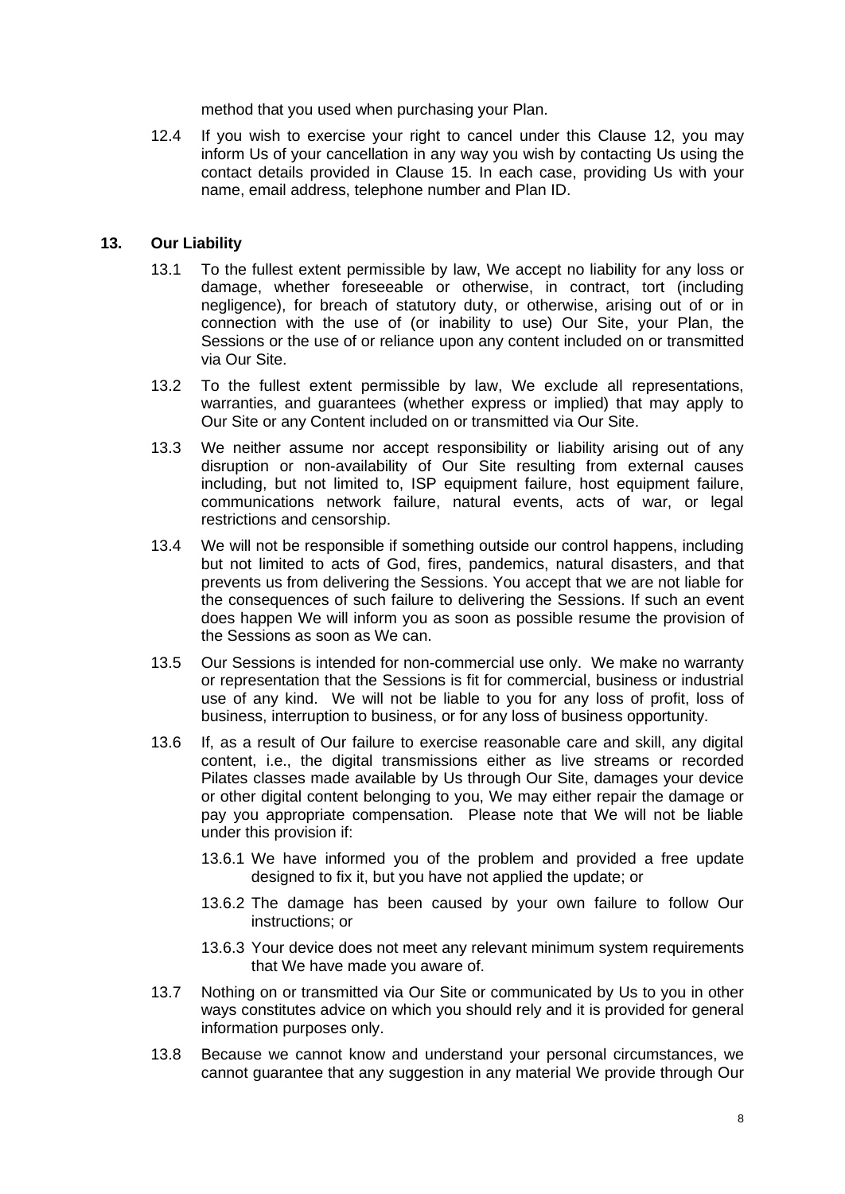method that you used when purchasing your Plan.

12.4 If you wish to exercise your right to cancel under this Clause 12, you may inform Us of your cancellation in any way you wish by contacting Us using the contact details provided in Clause 15. In each case, providing Us with your name, email address, telephone number and Plan ID.

## 13. Our Liability

13.1 To the fullest extent permissible by law, We accept no liability for any loss or damage, whether foreseeable or otherwise, in contract, tort (including negligence), for breach of statutory duty, or otherwise, arising out of or in connection with the use of (or inability to use) Our Site, your Plan, the Sessions or the use of or reliance upon any content included on or transmitted via Our Site.

13.2 To the fullest extent permissible by law, We exclude all representations, warranties, and guarantees (whether express or implied) that may apply to Our Site or any Content included on or transmitted via Our Site.

13.3 We neither assume nor accept responsibility or liability arising out of any disruption or non-availability of Our Site resulting from external causes including, but not limited to, ISP equipment failure, host equipment failure, communications network failure, natural events, acts of war, or legal restrictions and censorship.

13.4 We will not be responsible if something outside our control happens, including but not limited to acts of God, fires, pandemics, natural disasters, and that prevents us from delivering the Sessions. You accept that we are not liable for the consequences of such failure to delivering the Sessions. If such an event does happen We will inform you as soon as possible resume the provision of the Sessions as soon as We can.

13.5 Our Sessions is intended for non-commercial use only. We make no warranty or representation that the Sessions is fit for commercial, business or industrial use of any kind. We will not be liable to you for any loss of profit, loss of business, interruption to business, or for any loss of business opportunity.

13.6 If, as a result of Our failure to exercise reasonable care and skill, any digital content, i.e., the digital transmissions either as live streams or recorded Pilates classes made available by Us through Our Site, damages your device or other digital content belonging to you, We may either repair the damage or pay you appropriate compensation. Please note that We will not be liable under this provision if:

13.6.1 We have informed you of the problem and provided a free update designed to fix it, but you have not applied the update; or

13.6.2 The damage has been caused by your own failure to follow Our instructions; or

13.6.3 Your device does not meet any relevant minimum system requirements that We have made you aware of.

13.7 Nothing on or transmitted via Our Site or communicated by Us to you in other ways constitutes advice on which you should rely and it is provided for general information purposes only.

13.8 Because we cannot know and understand your personal circumstances, we cannot guarantee that any suggestion in any material We provide through Our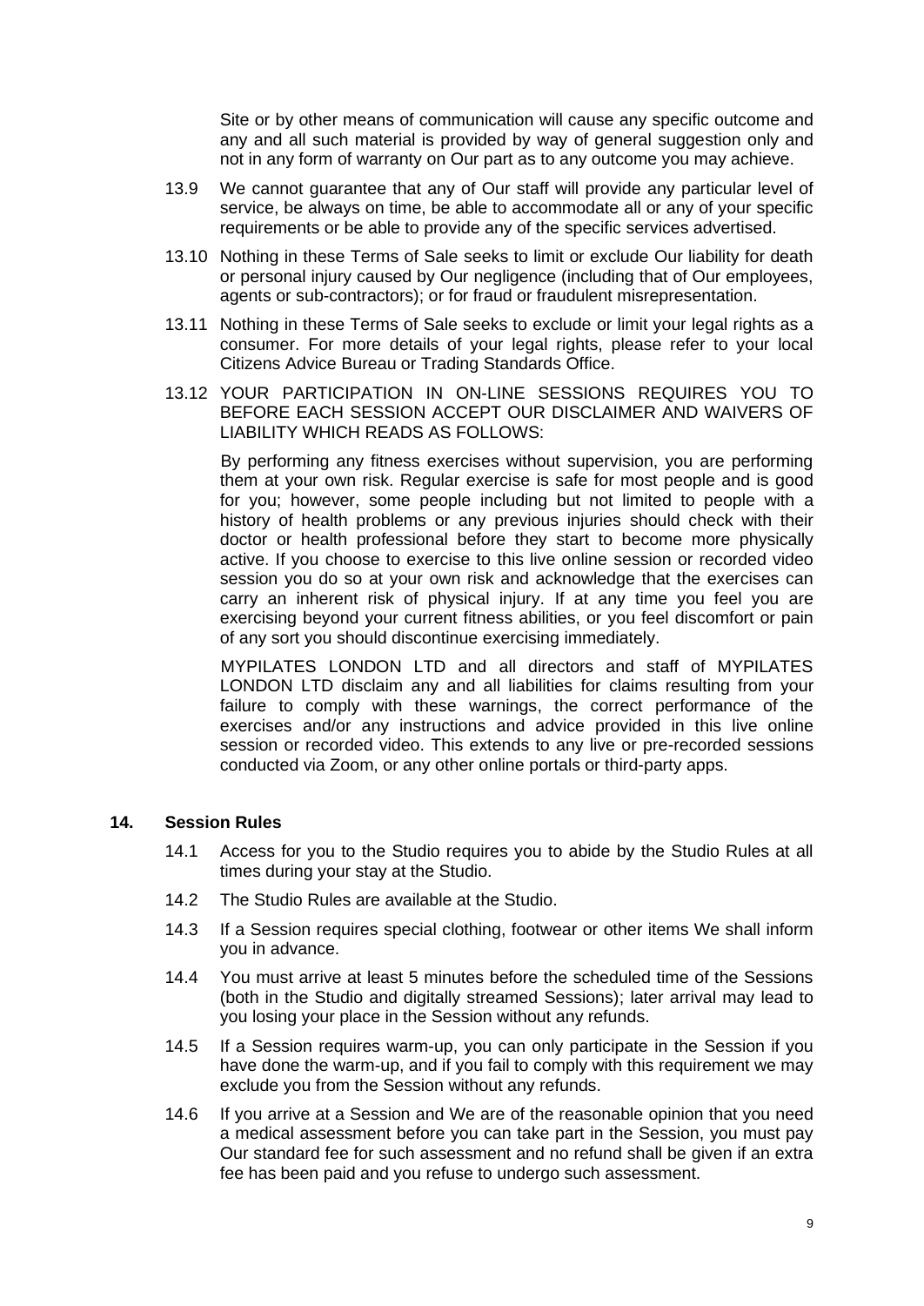Site or by other means of communication will cause any specific outcome and any and all such material is provided by way of general suggestion only and not in any form of warranty on Our part as to any outcome you may achieve.

13.9 We cannot guarantee that any of Our staff will provide any particular level of service, be always on time, be able to accommodate all or any of your specific requirements or be able to provide any of the specific services advertised.

13.10 Nothing in these Terms of Sale seeks to limit or exclude Our liability for death or personal injury caused by Our negligence (including that of Our employees, agents or sub-contractors); or for fraud or fraudulent misrepresentation.

13.11 Nothing in these Terms of Sale seeks to exclude or limit your legal rights as a consumer. For more details of your legal rights, please refer to your local Citizens Advice Bureau or Trading Standards Office.

13.12 YOUR PARTICIPATION IN ON-LINE SESSIONS REQUIRES YOU TO BEFORE EACH SESSION ACCEPT OUR DISCLAIMER AND WAIVERS OF LIABILITY WHICH READS AS FOLLOWS:

By performing any fitness exercises without supervision, you are performing them at your own risk. Regular exercise is safe for most people and is good for you; however, some people including but not limited to people with a history of health problems or any previous injuries should check with their doctor or health professional before they start to become more physically active. If you choose to exercise to this live online session or recorded video session you do so at your own risk and acknowledge that the exercises can carry an inherent risk of physical injury. If at any time you feel you are exercising beyond your current fitness abilities, or you feel discomfort or pain of any sort you should discontinue exercising immediately.

MYPILATES LONDON LTD and all directors and staff of MYPILATES LONDON LTD disclaim any and all liabilities for claims resulting from your failure to comply with these warnings, the correct performance of the exercises and/or any instructions and advice provided in this live online session or recorded video. This extends to any live or pre-recorded sessions conducted via Zoom, or any other online portals or third-party apps.

## 14. Session Rules

14.1 Access for you to the Studio requires you to abide by the Studio Rules at all times during your stay at the Studio.

14.2 The Studio Rules are available at the Studio.

14.3 If a Session requires special clothing, footwear or other items We shall inform you in advance.

14.4 You must arrive at least 5 minutes before the scheduled time of the Sessions (both in the Studio and digitally streamed Sessions); later arrival may lead to you losing your place in the Session without any refunds.

14.5 If a Session requires warm-up, you can only participate in the Session if you have done the warm-up, and if you fail to comply with this requirement we may exclude you from the Session without any refunds.

14.6 If you arrive at a Session and We are of the reasonable opinion that you need a medical assessment before you can take part in the Session, you must pay Our standard fee for such assessment and no refund shall be given if an extra fee has been paid and you refuse to undergo such assessment.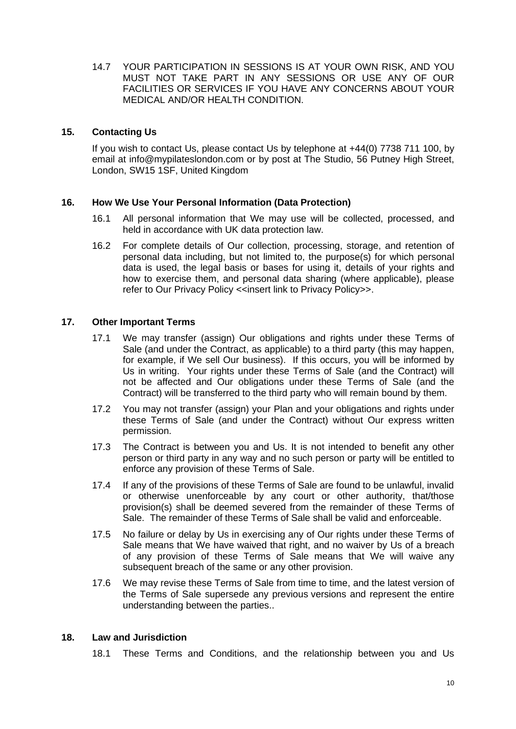14.7 YOUR PARTICIPATION IN SESSIONS IS AT YOUR OWN RISK, AND YOU MUST NOT TAKE PART IN ANY SESSIONS OR USE ANY OF OUR FACILITIES OR SERVICES IF YOU HAVE ANY CONCERNS ABOUT YOUR MEDICAL AND/OR HEALTH CONDITION.

## 15. Contacting Us

If you wish to contact Us, please contact Us by telephone at +44(0) 7738 711 100, by email at info@mypilateslondon.com or by post at The Studio, 56 Putney High Street, London, SW15 1SF, United Kingdom

## 16. How We Use Your Personal Information (Data Protection)

16.1 All personal information that We may use will be collected, processed, and held in accordance with UK data protection law.

16.2 For complete details of Our collection, processing, storage, and retention of personal data including, but not limited to, the purpose(s) for which personal data is used, the legal basis or bases for using it, details of your rights and how to exercise them, and personal data sharing (where applicable), please refer to Our Privacy Policy <<insert link to Privacy Policy>>.

## 17. Other Important Terms

17.1 We may transfer (assign) Our obligations and rights under these Terms of Sale (and under the Contract, as applicable) to a third party (this may happen, for example, if We sell Our business). If this occurs, you will be informed by Us in writing. Your rights under these Terms of Sale (and the Contract) will not be affected and Our obligations under these Terms of Sale (and the Contract) will be transferred to the third party who will remain bound by them.

17.2 You may not transfer (assign) your Plan and your obligations and rights under these Terms of Sale (and under the Contract) without Our express written permission.

17.3 The Contract is between you and Us. It is not intended to benefit any other person or third party in any way and no such person or party will be entitled to enforce any provision of these Terms of Sale.

17.4 If any of the provisions of these Terms of Sale are found to be unlawful, invalid or otherwise unenforceable by any court or other authority, that/those provision(s) shall be deemed severed from the remainder of these Terms of Sale. The remainder of these Terms of Sale shall be valid and enforceable.

17.5 No failure or delay by Us in exercising any of Our rights under these Terms of Sale means that We have waived that right, and no waiver by Us of a breach of any provision of these Terms of Sale means that We will waive any subsequent breach of the same or any other provision.

17.6 We may revise these Terms of Sale from time to time, and the latest version of the Terms of Sale supersede any previous versions and represent the entire understanding between the parties..

## 18. Law and Jurisdiction

18.1 These Terms and Conditions, and the relationship between you and Us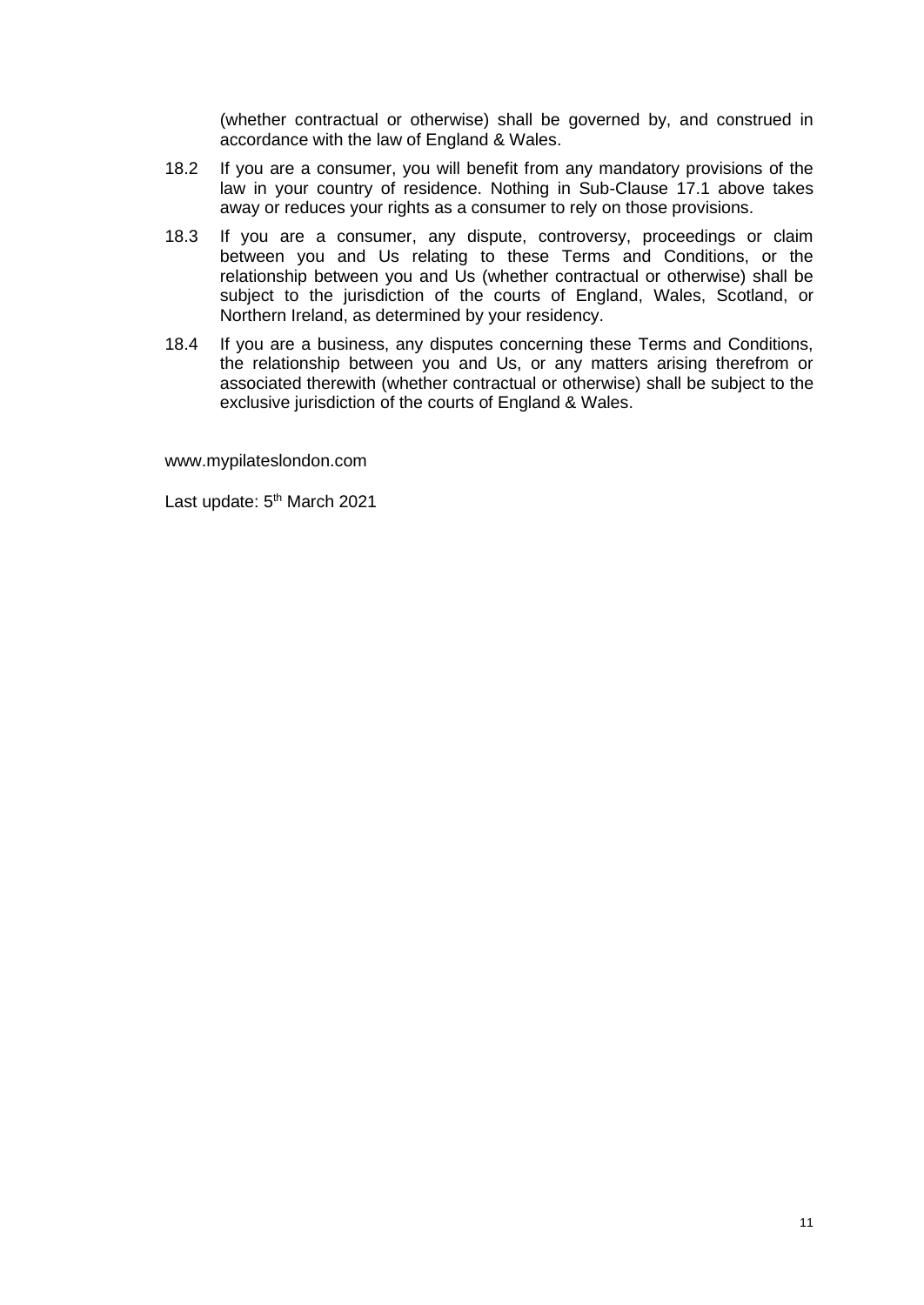(whether contractual or otherwise) shall be governed by, and construed in accordance with the law of England & Wales.

18.2 If you are a consumer, you will benefit from any mandatory provisions of the law in your country of residence. Nothing in Sub-Clause 17.1 above takes away or reduces your rights as a consumer to rely on those provisions.

18.3 If you are a consumer, any dispute, controversy, proceedings or claim between you and Us relating to these Terms and Conditions, or the relationship between you and Us (whether contractual or otherwise) shall be subject to the jurisdiction of the courts of England, Wales, Scotland, or Northern Ireland, as determined by your residency.

18.4 If you are a business, any disputes concerning these Terms and Conditions, the relationship between you and Us, or any matters arising therefrom or associated therewith (whether contractual or otherwise) shall be subject to the exclusive jurisdiction of the courts of England & Wales.

www.mypilateslondon.com

Last update: 5th March 2021